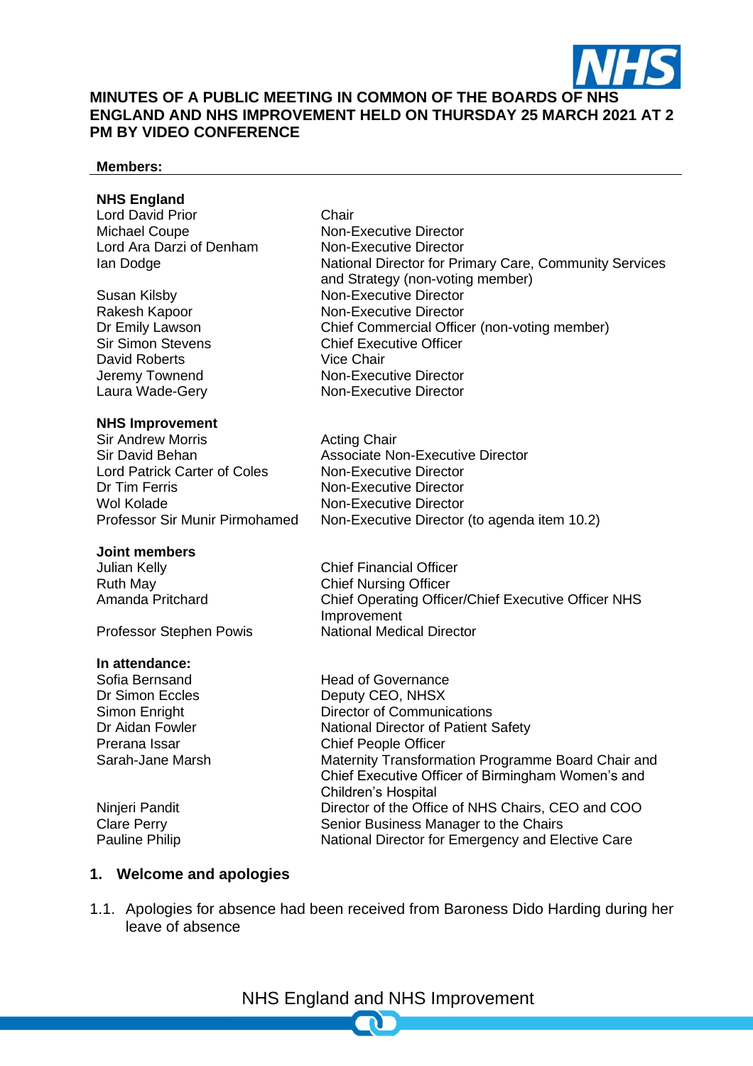# MINUTES OF A PUBLIC MEETING IN COMMON OF THE BOARDS OF NHS ENGLAND AND NHS IMPROVEMENT HELD ON THURSDAY 25 MARCH 2021 AT 2 PM BY VIDEO CONFERENCE

**Members:**

**NHS England**

| | |
|---|---|
| Lord David Prior | Chair |
| Michael Coupe | Non-Executive Director |
| Lord Ara Darzi of Denham | Non-Executive Director |
| Ian Dodge | National Director for Primary Care, Community Services and Strategy (non-voting member) |
| Susan Kilsby | Non-Executive Director |
| Rakesh Kapoor | Non-Executive Director |
| Dr Emily Lawson | Chief Commercial Officer (non-voting member) |
| Sir Simon Stevens | Chief Executive Officer |
| David Roberts | Vice Chair |
| Jeremy Townend | Non-Executive Director |
| Laura Wade-Gery | Non-Executive Director |

**NHS Improvement**

| | |
|---|---|
| Sir Andrew Morris | Acting Chair |
| Sir David Behan | Associate Non-Executive Director |
| Lord Patrick Carter of Coles | Non-Executive Director |
| Dr Tim Ferris | Non-Executive Director |
| Wol Kolade | Non-Executive Director |
| Professor Sir Munir Pirmohamed | Non-Executive Director (to agenda item 10.2) |

**Joint members**

| | |
|---|---|
| Julian Kelly | Chief Financial Officer |
| Ruth May | Chief Nursing Officer |
| Amanda Pritchard | Chief Operating Officer/Chief Executive Officer NHS Improvement |
| Professor Stephen Powis | National Medical Director |

**In attendance:**

| | |
|---|---|
| Sofia Bernsand | Head of Governance |
| Dr Simon Eccles | Deputy CEO, NHSX |
| Simon Enright | Director of Communications |
| Dr Aidan Fowler | National Director of Patient Safety |
| Prerana Issar | Chief People Officer |
| Sarah-Jane Marsh | Maternity Transformation Programme Board Chair and Chief Executive Officer of Birmingham Women's and Children's Hospital |
| Ninjeri Pandit | Director of the Office of NHS Chairs, CEO and COO |
| Clare Perry | Senior Business Manager to the Chairs |
| Pauline Philip | National Director for Emergency and Elective Care |

## 1. Welcome and apologies

1.1. Apologies for absence had been received from Baroness Dido Harding during her leave of absence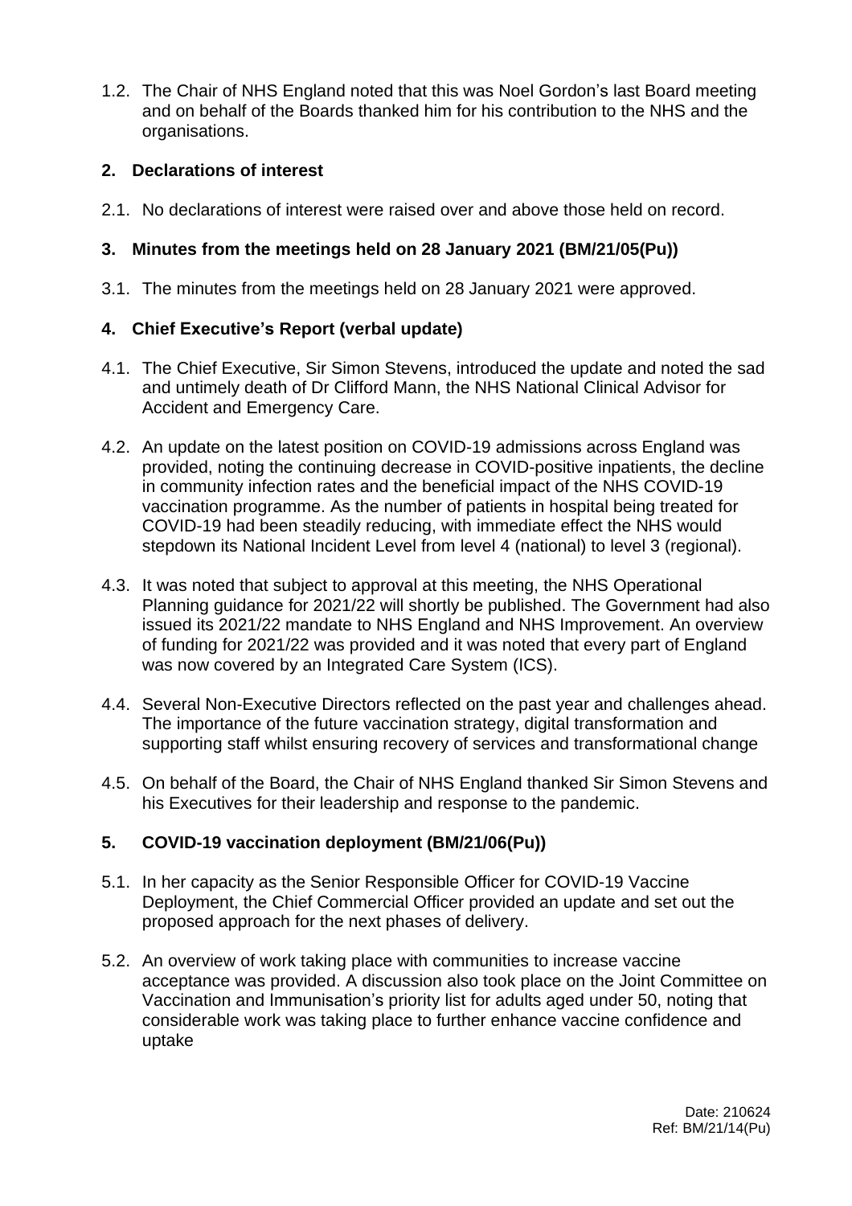1.2. The Chair of NHS England noted that this was Noel Gordon's last Board meeting and on behalf of the Boards thanked him for his contribution to the NHS and the organisations.

## 2. Declarations of interest

2.1. No declarations of interest were raised over and above those held on record.

## 3. Minutes from the meetings held on 28 January 2021 (BM/21/05(Pu))

3.1. The minutes from the meetings held on 28 January 2021 were approved.

## 4. Chief Executive's Report (verbal update)

4.1. The Chief Executive, Sir Simon Stevens, introduced the update and noted the sad and untimely death of Dr Clifford Mann, the NHS National Clinical Advisor for Accident and Emergency Care.

4.2. An update on the latest position on COVID-19 admissions across England was provided, noting the continuing decrease in COVID-positive inpatients, the decline in community infection rates and the beneficial impact of the NHS COVID-19 vaccination programme. As the number of patients in hospital being treated for COVID-19 had been steadily reducing, with immediate effect the NHS would stepdown its National Incident Level from level 4 (national) to level 3 (regional).

4.3. It was noted that subject to approval at this meeting, the NHS Operational Planning guidance for 2021/22 will shortly be published. The Government had also issued its 2021/22 mandate to NHS England and NHS Improvement. An overview of funding for 2021/22 was provided and it was noted that every part of England was now covered by an Integrated Care System (ICS).

4.4. Several Non-Executive Directors reflected on the past year and challenges ahead. The importance of the future vaccination strategy, digital transformation and supporting staff whilst ensuring recovery of services and transformational change

4.5. On behalf of the Board, the Chair of NHS England thanked Sir Simon Stevens and his Executives for their leadership and response to the pandemic.

## 5. COVID-19 vaccination deployment (BM/21/06(Pu))

5.1. In her capacity as the Senior Responsible Officer for COVID-19 Vaccine Deployment, the Chief Commercial Officer provided an update and set out the proposed approach for the next phases of delivery.

5.2. An overview of work taking place with communities to increase vaccine acceptance was provided. A discussion also took place on the Joint Committee on Vaccination and Immunisation's priority list for adults aged under 50, noting that considerable work was taking place to further enhance vaccine confidence and uptake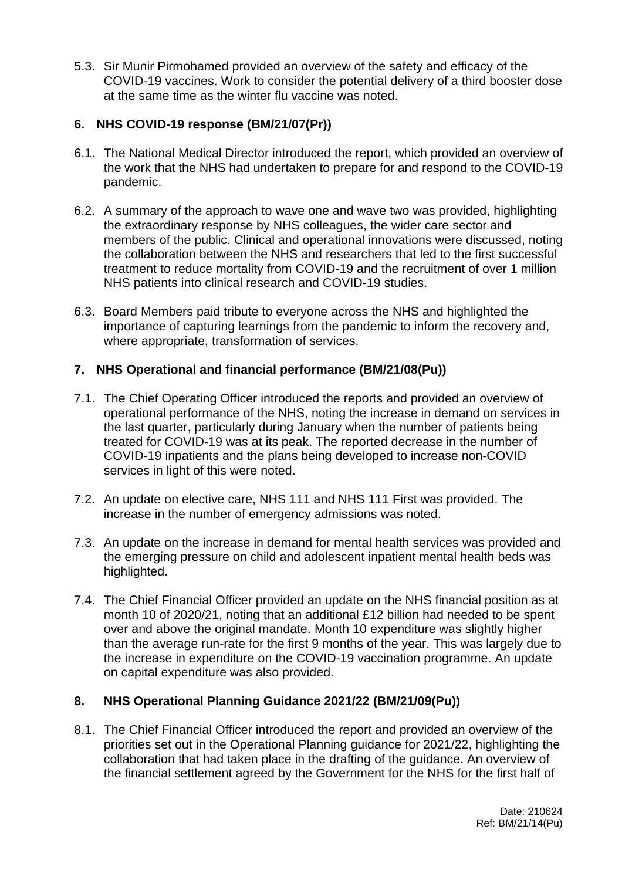5.3. Sir Munir Pirmohamed provided an overview of the safety and efficacy of the COVID-19 vaccines. Work to consider the potential delivery of a third booster dose at the same time as the winter flu vaccine was noted.

## 6. NHS COVID-19 response (BM/21/07(Pr))

6.1. The National Medical Director introduced the report, which provided an overview of the work that the NHS had undertaken to prepare for and respond to the COVID-19 pandemic.

6.2. A summary of the approach to wave one and wave two was provided, highlighting the extraordinary response by NHS colleagues, the wider care sector and members of the public. Clinical and operational innovations were discussed, noting the collaboration between the NHS and researchers that led to the first successful treatment to reduce mortality from COVID-19 and the recruitment of over 1 million NHS patients into clinical research and COVID-19 studies.

6.3. Board Members paid tribute to everyone across the NHS and highlighted the importance of capturing learnings from the pandemic to inform the recovery and, where appropriate, transformation of services.

## 7. NHS Operational and financial performance (BM/21/08(Pu))

7.1. The Chief Operating Officer introduced the reports and provided an overview of operational performance of the NHS, noting the increase in demand on services in the last quarter, particularly during January when the number of patients being treated for COVID-19 was at its peak. The reported decrease in the number of COVID-19 inpatients and the plans being developed to increase non-COVID services in light of this were noted.

7.2. An update on elective care, NHS 111 and NHS 111 First was provided. The increase in the number of emergency admissions was noted.

7.3. An update on the increase in demand for mental health services was provided and the emerging pressure on child and adolescent inpatient mental health beds was highlighted.

7.4. The Chief Financial Officer provided an update on the NHS financial position as at month 10 of 2020/21, noting that an additional £12 billion had needed to be spent over and above the original mandate. Month 10 expenditure was slightly higher than the average run-rate for the first 9 months of the year. This was largely due to the increase in expenditure on the COVID-19 vaccination programme. An update on capital expenditure was also provided.

## 8. NHS Operational Planning Guidance 2021/22 (BM/21/09(Pu))

8.1. The Chief Financial Officer introduced the report and provided an overview of the priorities set out in the Operational Planning guidance for 2021/22, highlighting the collaboration that had taken place in the drafting of the guidance. An overview of the financial settlement agreed by the Government for the NHS for the first half of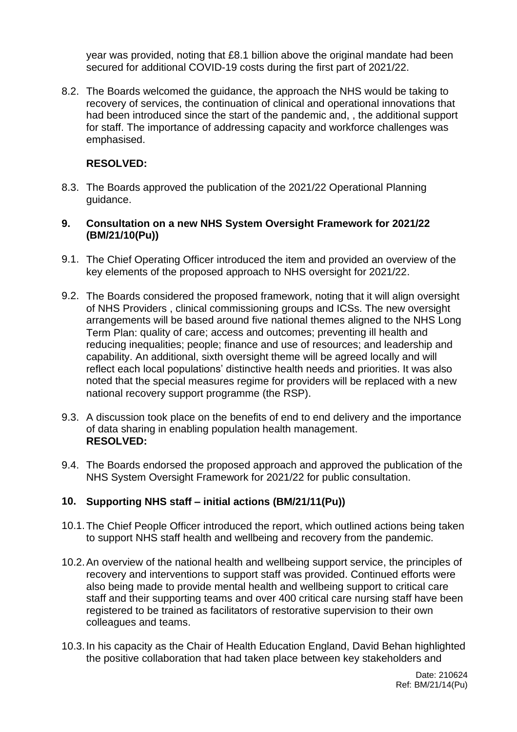year was provided, noting that £8.1 billion above the original mandate had been secured for additional COVID-19 costs during the first part of 2021/22.

8.2. The Boards welcomed the guidance, the approach the NHS would be taking to recovery of services, the continuation of clinical and operational innovations that had been introduced since the start of the pandemic and, , the additional support for staff. The importance of addressing capacity and workforce challenges was emphasised.

**RESOLVED:**

8.3. The Boards approved the publication of the 2021/22 Operational Planning guidance.

## 9. Consultation on a new NHS System Oversight Framework for 2021/22 (BM/21/10(Pu))

9.1. The Chief Operating Officer introduced the item and provided an overview of the key elements of the proposed approach to NHS oversight for 2021/22.

9.2. The Boards considered the proposed framework, noting that it will align oversight of NHS Providers , clinical commissioning groups and ICSs. The new oversight arrangements will be based around five national themes aligned to the NHS Long Term Plan: quality of care; access and outcomes; preventing ill health and reducing inequalities; people; finance and use of resources; and leadership and capability. An additional, sixth oversight theme will be agreed locally and will reflect each local populations' distinctive health needs and priorities. It was also noted that the special measures regime for providers will be replaced with a new national recovery support programme (the RSP).

9.3. A discussion took place on the benefits of end to end delivery and the importance of data sharing in enabling population health management.

**RESOLVED:**

9.4. The Boards endorsed the proposed approach and approved the publication of the NHS System Oversight Framework for 2021/22 for public consultation.

## 10. Supporting NHS staff – initial actions (BM/21/11(Pu))

10.1. The Chief People Officer introduced the report, which outlined actions being taken to support NHS staff health and wellbeing and recovery from the pandemic.

10.2. An overview of the national health and wellbeing support service, the principles of recovery and interventions to support staff was provided. Continued efforts were also being made to provide mental health and wellbeing support to critical care staff and their supporting teams and over 400 critical care nursing staff have been registered to be trained as facilitators of restorative supervision to their own colleagues and teams.

10.3. In his capacity as the Chair of Health Education England, David Behan highlighted the positive collaboration that had taken place between key stakeholders and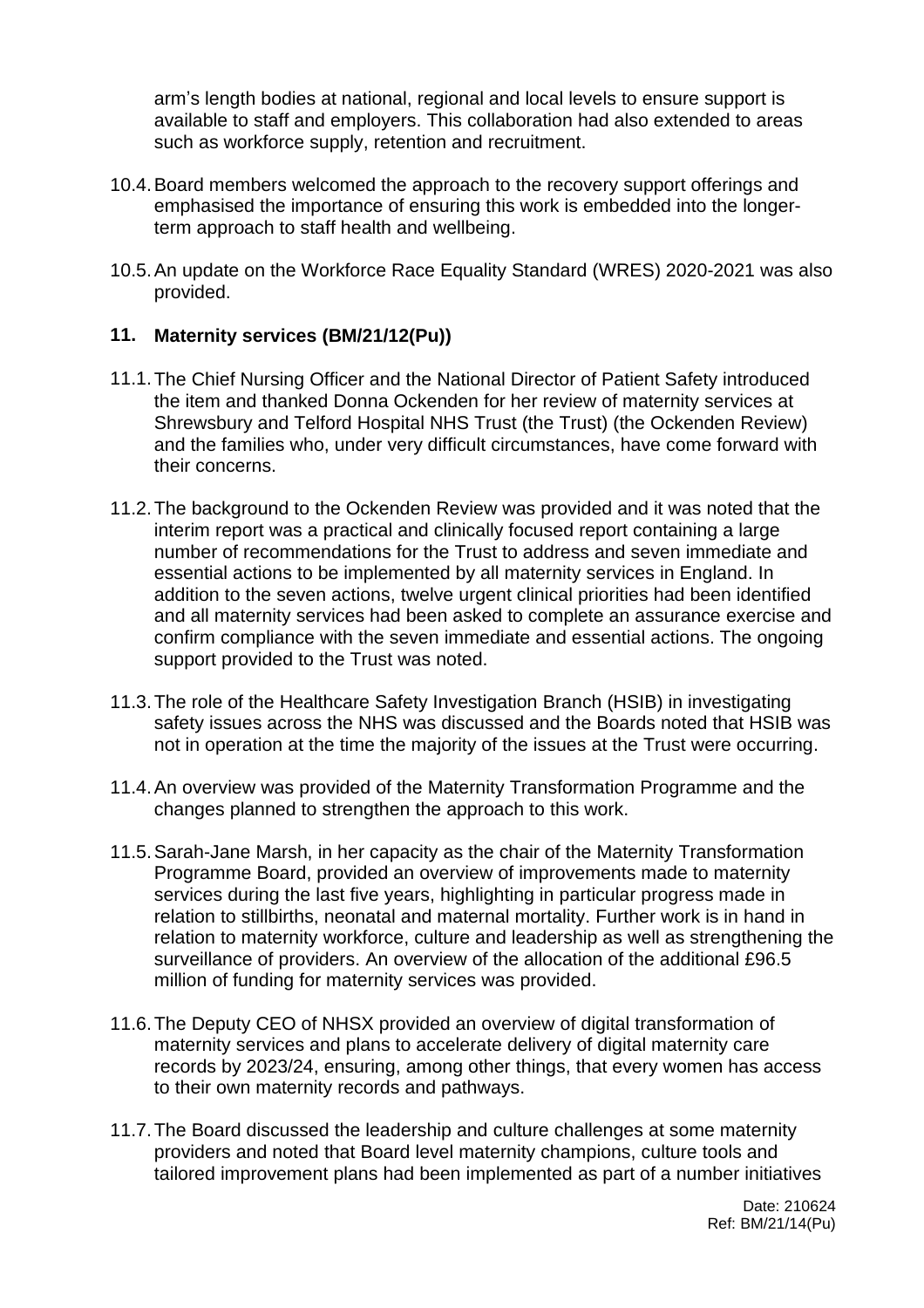arm's length bodies at national, regional and local levels to ensure support is available to staff and employers. This collaboration had also extended to areas such as workforce supply, retention and recruitment.

10.4. Board members welcomed the approach to the recovery support offerings and emphasised the importance of ensuring this work is embedded into the longer-term approach to staff health and wellbeing.

10.5. An update on the Workforce Race Equality Standard (WRES) 2020-2021 was also provided.

## 11. Maternity services (BM/21/12(Pu))

11.1. The Chief Nursing Officer and the National Director of Patient Safety introduced the item and thanked Donna Ockenden for her review of maternity services at Shrewsbury and Telford Hospital NHS Trust (the Trust) (the Ockenden Review) and the families who, under very difficult circumstances, have come forward with their concerns.

11.2. The background to the Ockenden Review was provided and it was noted that the interim report was a practical and clinically focused report containing a large number of recommendations for the Trust to address and seven immediate and essential actions to be implemented by all maternity services in England. In addition to the seven actions, twelve urgent clinical priorities had been identified and all maternity services had been asked to complete an assurance exercise and confirm compliance with the seven immediate and essential actions. The ongoing support provided to the Trust was noted.

11.3. The role of the Healthcare Safety Investigation Branch (HSIB) in investigating safety issues across the NHS was discussed and the Boards noted that HSIB was not in operation at the time the majority of the issues at the Trust were occurring.

11.4. An overview was provided of the Maternity Transformation Programme and the changes planned to strengthen the approach to this work.

11.5. Sarah-Jane Marsh, in her capacity as the chair of the Maternity Transformation Programme Board, provided an overview of improvements made to maternity services during the last five years, highlighting in particular progress made in relation to stillbirths, neonatal and maternal mortality. Further work is in hand in relation to maternity workforce, culture and leadership as well as strengthening the surveillance of providers. An overview of the allocation of the additional £96.5 million of funding for maternity services was provided.

11.6. The Deputy CEO of NHSX provided an overview of digital transformation of maternity services and plans to accelerate delivery of digital maternity care records by 2023/24, ensuring, among other things, that every women has access to their own maternity records and pathways.

11.7. The Board discussed the leadership and culture challenges at some maternity providers and noted that Board level maternity champions, culture tools and tailored improvement plans had been implemented as part of a number initiatives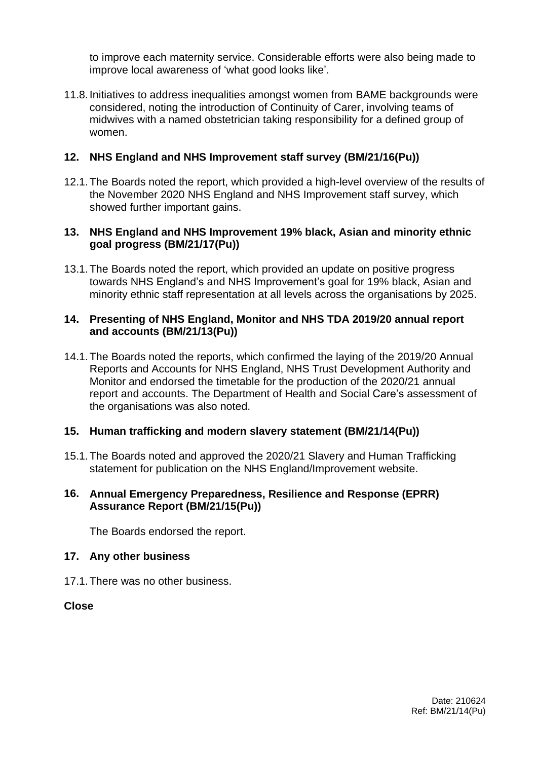to improve each maternity service. Considerable efforts were also being made to improve local awareness of 'what good looks like'.

11.8. Initiatives to address inequalities amongst women from BAME backgrounds were considered, noting the introduction of Continuity of Carer, involving teams of midwives with a named obstetrician taking responsibility for a defined group of women.

## 12. NHS England and NHS Improvement staff survey (BM/21/16(Pu))

12.1. The Boards noted the report, which provided a high-level overview of the results of the November 2020 NHS England and NHS Improvement staff survey, which showed further important gains.

## 13. NHS England and NHS Improvement 19% black, Asian and minority ethnic goal progress (BM/21/17(Pu))

13.1. The Boards noted the report, which provided an update on positive progress towards NHS England's and NHS Improvement's goal for 19% black, Asian and minority ethnic staff representation at all levels across the organisations by 2025.

## 14. Presenting of NHS England, Monitor and NHS TDA 2019/20 annual report and accounts (BM/21/13(Pu))

14.1. The Boards noted the reports, which confirmed the laying of the 2019/20 Annual Reports and Accounts for NHS England, NHS Trust Development Authority and Monitor and endorsed the timetable for the production of the 2020/21 annual report and accounts. The Department of Health and Social Care's assessment of the organisations was also noted.

## 15. Human trafficking and modern slavery statement (BM/21/14(Pu))

15.1. The Boards noted and approved the 2020/21 Slavery and Human Trafficking statement for publication on the NHS England/Improvement website.

## 16. Annual Emergency Preparedness, Resilience and Response (EPRR) Assurance Report (BM/21/15(Pu))

The Boards endorsed the report.

## 17. Any other business

17.1. There was no other business.

**Close**

Date: 210624
Ref: BM/21/14(Pu)